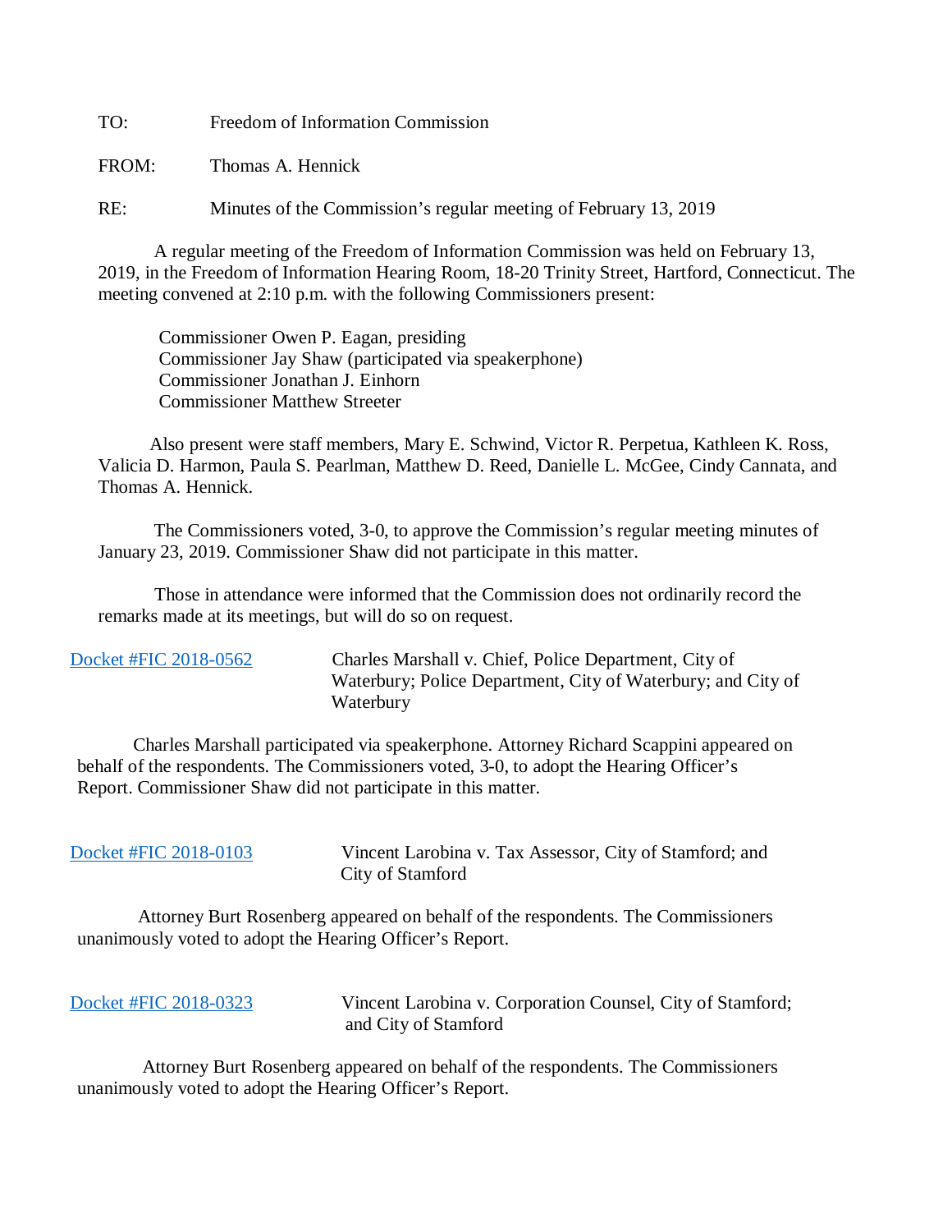TO: Freedom of Information Commission

FROM: Thomas A. Hennick

RE: Minutes of the Commission's regular meeting of February 13, 2019

A regular meeting of the Freedom of Information Commission was held on February 13, 2019, in the Freedom of Information Hearing Room, 18-20 Trinity Street, Hartford, Connecticut. The meeting convened at 2:10 p.m. with the following Commissioners present:

Commissioner Owen P. Eagan, presiding
Commissioner Jay Shaw (participated via speakerphone)
Commissioner Jonathan J. Einhorn
Commissioner Matthew Streeter

Also present were staff members, Mary E. Schwind, Victor R. Perpetua, Kathleen K. Ross, Valicia D. Harmon, Paula S. Pearlman, Matthew D. Reed, Danielle L. McGee, Cindy Cannata, and Thomas A. Hennick.

The Commissioners voted, 3-0, to approve the Commission's regular meeting minutes of January 23, 2019. Commissioner Shaw did not participate in this matter.

Those in attendance were informed that the Commission does not ordinarily record the remarks made at its meetings, but will do so on request.

Docket #FIC 2018-0562 — Charles Marshall v. Chief, Police Department, City of Waterbury; Police Department, City of Waterbury; and City of Waterbury

Charles Marshall participated via speakerphone. Attorney Richard Scappini appeared on behalf of the respondents. The Commissioners voted, 3-0, to adopt the Hearing Officer's Report. Commissioner Shaw did not participate in this matter.

Docket #FIC 2018-0103 — Vincent Larobina v. Tax Assessor, City of Stamford; and City of Stamford

Attorney Burt Rosenberg appeared on behalf of the respondents. The Commissioners unanimously voted to adopt the Hearing Officer's Report.

Docket #FIC 2018-0323 — Vincent Larobina v. Corporation Counsel, City of Stamford; and City of Stamford

Attorney Burt Rosenberg appeared on behalf of the respondents. The Commissioners unanimously voted to adopt the Hearing Officer's Report.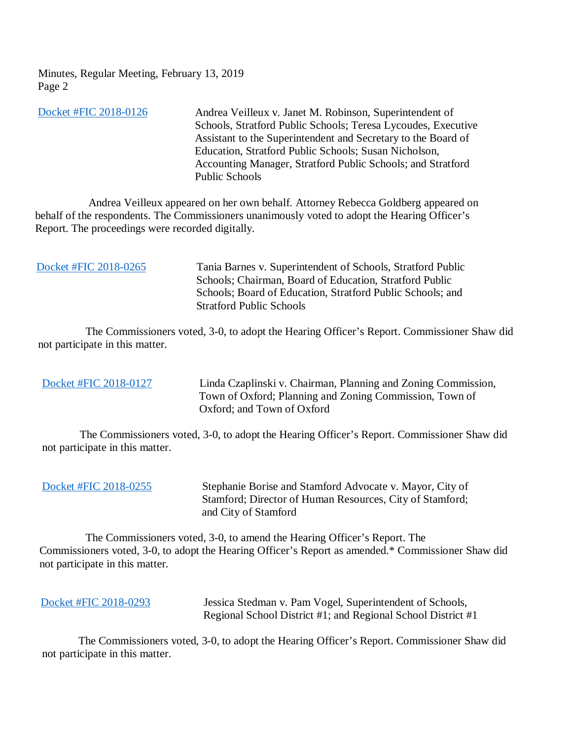Docket #FIC 2018-0126 — Andrea Veilleux v. Janet M. Robinson, Superintendent of Schools, Stratford Public Schools; Teresa Lycoudes, Executive Assistant to the Superintendent and Secretary to the Board of Education, Stratford Public Schools; Susan Nicholson, Accounting Manager, Stratford Public Schools; and Stratford Public Schools

Andrea Veilleux appeared on her own behalf. Attorney Rebecca Goldberg appeared on behalf of the respondents. The Commissioners unanimously voted to adopt the Hearing Officer's Report. The proceedings were recorded digitally.

Docket #FIC 2018-0265 — Tania Barnes v. Superintendent of Schools, Stratford Public Schools; Chairman, Board of Education, Stratford Public Schools; Board of Education, Stratford Public Schools; and Stratford Public Schools

The Commissioners voted, 3-0, to adopt the Hearing Officer's Report. Commissioner Shaw did not participate in this matter.

Docket #FIC 2018-0127 — Linda Czaplinski v. Chairman, Planning and Zoning Commission, Town of Oxford; Planning and Zoning Commission, Town of Oxford; and Town of Oxford

The Commissioners voted, 3-0, to adopt the Hearing Officer's Report. Commissioner Shaw did not participate in this matter.

Docket #FIC 2018-0255 — Stephanie Borise and Stamford Advocate v. Mayor, City of Stamford; Director of Human Resources, City of Stamford; and City of Stamford

The Commissioners voted, 3-0, to amend the Hearing Officer's Report. The Commissioners voted, 3-0, to adopt the Hearing Officer's Report as amended.* Commissioner Shaw did not participate in this matter.

Docket #FIC 2018-0293 — Jessica Stedman v. Pam Vogel, Superintendent of Schools, Regional School District #1; and Regional School District #1

The Commissioners voted, 3-0, to adopt the Hearing Officer's Report. Commissioner Shaw did not participate in this matter.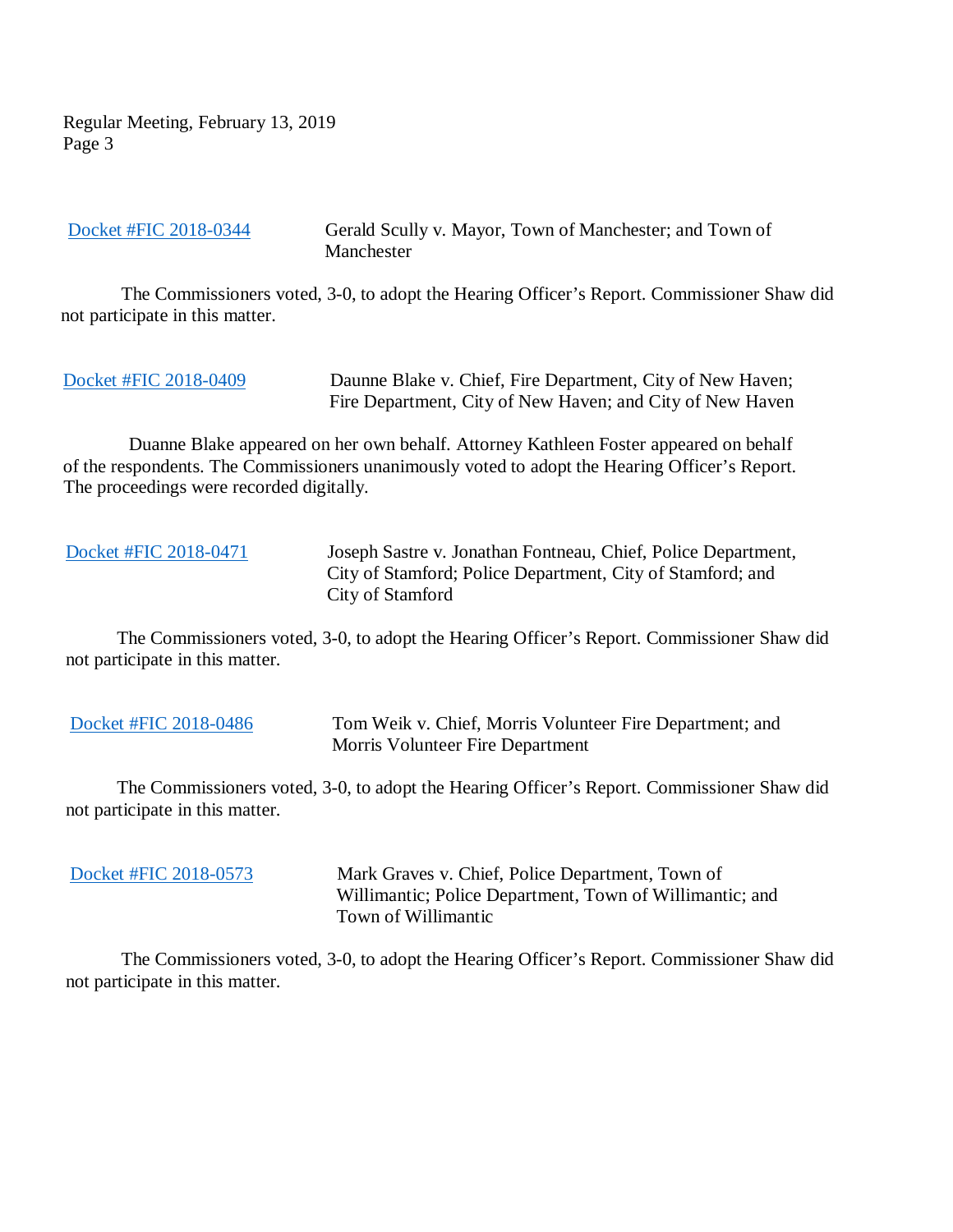Docket #FIC 2018-0344 Gerald Scully v. Mayor, Town of Manchester; and Town of Manchester

The Commissioners voted, 3-0, to adopt the Hearing Officer's Report. Commissioner Shaw did not participate in this matter.

Docket #FIC 2018-0409 Daunne Blake v. Chief, Fire Department, City of New Haven; Fire Department, City of New Haven; and City of New Haven

Duanne Blake appeared on her own behalf. Attorney Kathleen Foster appeared on behalf of the respondents. The Commissioners unanimously voted to adopt the Hearing Officer's Report. The proceedings were recorded digitally.

Docket #FIC 2018-0471 Joseph Sastre v. Jonathan Fontneau, Chief, Police Department, City of Stamford; Police Department, City of Stamford; and City of Stamford

The Commissioners voted, 3-0, to adopt the Hearing Officer's Report. Commissioner Shaw did not participate in this matter.

Docket #FIC 2018-0486 Tom Weik v. Chief, Morris Volunteer Fire Department; and Morris Volunteer Fire Department

The Commissioners voted, 3-0, to adopt the Hearing Officer's Report. Commissioner Shaw did not participate in this matter.

Docket #FIC 2018-0573 Mark Graves v. Chief, Police Department, Town of Willimantic; Police Department, Town of Willimantic; and Town of Willimantic

The Commissioners voted, 3-0, to adopt the Hearing Officer's Report. Commissioner Shaw did not participate in this matter.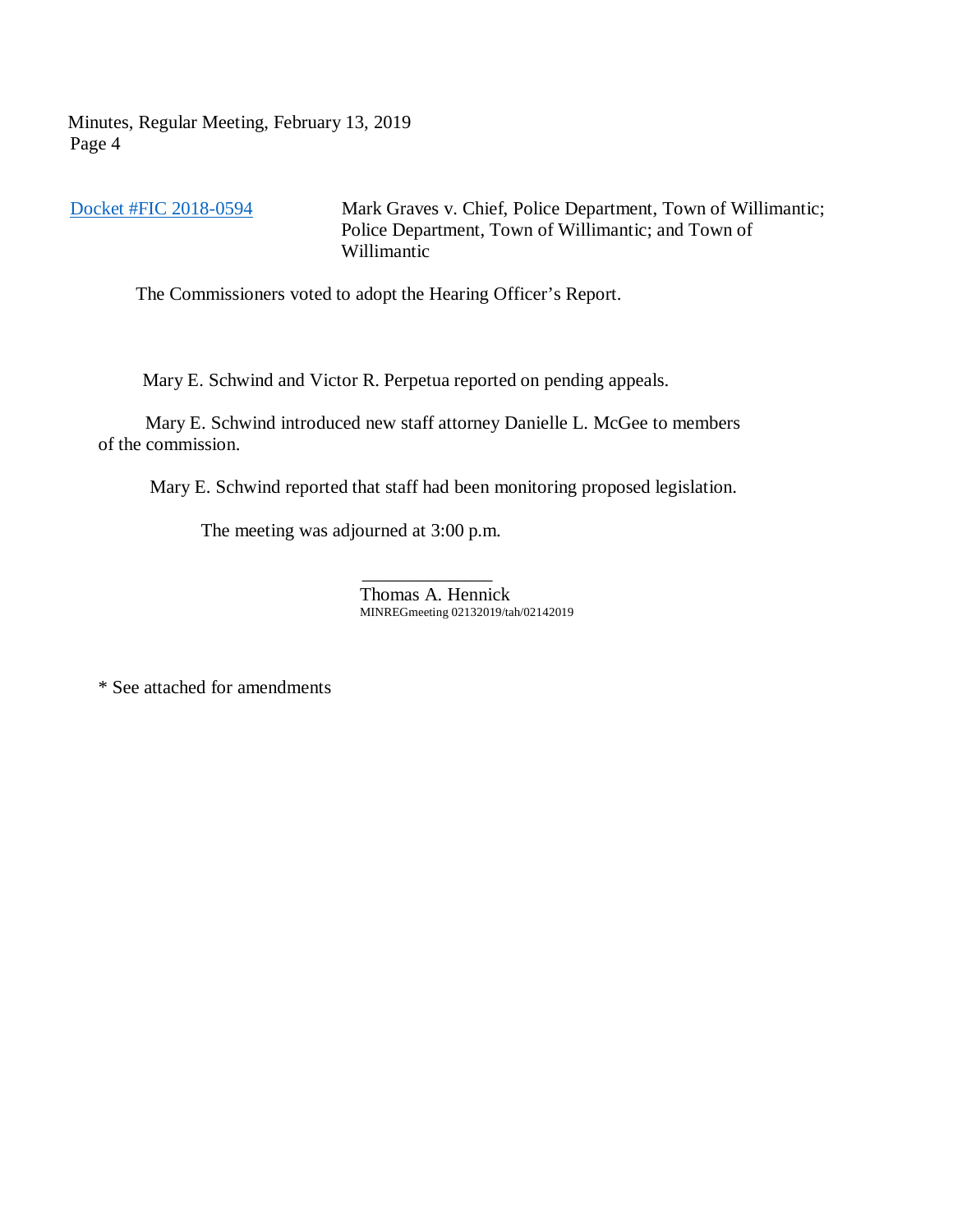Docket #FIC 2018-0594 Mark Graves v. Chief, Police Department, Town of Willimantic; Police Department, Town of Willimantic; and Town of Willimantic

The Commissioners voted to adopt the Hearing Officer's Report.

Mary E. Schwind and Victor R. Perpetua reported on pending appeals.

Mary E. Schwind introduced new staff attorney Danielle L. McGee to members of the commission.

Mary E. Schwind reported that staff had been monitoring proposed legislation.

The meeting was adjourned at 3:00 p.m.

______________
Thomas A. Hennick
MINREGmeeting 02132019/tah/02142019

* See attached for amendments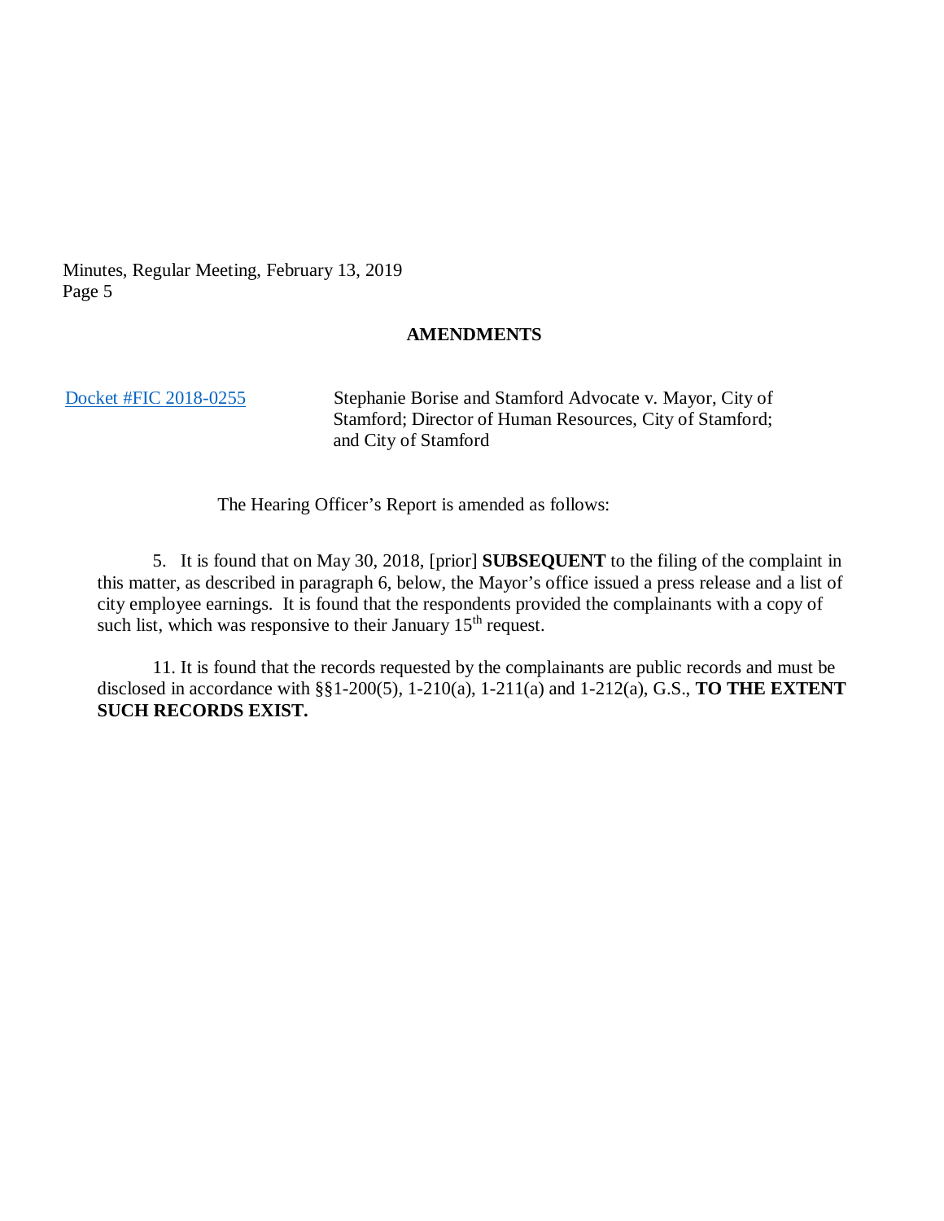Minutes, Regular Meeting, February 13, 2019
Page 5

**AMENDMENTS**

Docket #FIC 2018-0255 — Stephanie Borise and Stamford Advocate v. Mayor, City of Stamford; Director of Human Resources, City of Stamford; and City of Stamford

The Hearing Officer's Report is amended as follows:

5. It is found that on May 30, 2018, [prior] **SUBSEQUENT** to the filing of the complaint in this matter, as described in paragraph 6, below, the Mayor's office issued a press release and a list of city employee earnings. It is found that the respondents provided the complainants with a copy of such list, which was responsive to their January 15th request.

11. It is found that the records requested by the complainants are public records and must be disclosed in accordance with §§1-200(5), 1-210(a), 1-211(a) and 1-212(a), G.S., **TO THE EXTENT SUCH RECORDS EXIST.**